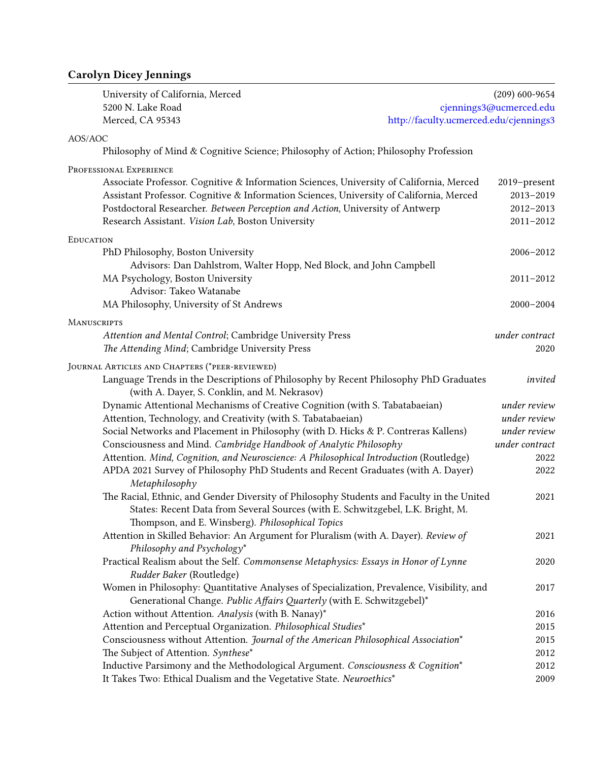# Carolyn Dicey Jennings

University of California, Merced
5200 N. Lake Road
Merced, CA 95343

(209) 600-9654
cjennings3@ucmerced.edu
http://faculty.ucmerced.edu/cjennings3

## AOS/AOC

Philosophy of Mind & Cognitive Science; Philosophy of Action; Philosophy Profession

## Professional Experience

- Associate Professor. Cognitive & Information Sciences, University of California, Merced — 2019–present
- Assistant Professor. Cognitive & Information Sciences, University of California, Merced — 2013–2019
- Postdoctoral Researcher. *Between Perception and Action*, University of Antwerp — 2012–2013
- Research Assistant. *Vision Lab*, Boston University — 2011–2012

## Education

- PhD Philosophy, Boston University — 2006–2012
  - Advisors: Dan Dahlstrom, Walter Hopp, Ned Block, and John Campbell
- MA Psychology, Boston University — 2011–2012
  - Advisor: Takeo Watanabe
- MA Philosophy, University of St Andrews — 2000–2004

## Manuscripts

- *Attention and Mental Control*; Cambridge University Press — *under contract*
- *The Attending Mind*; Cambridge University Press — 2020

## Journal Articles and Chapters (*peer-reviewed)

- Language Trends in the Descriptions of Philosophy by Recent Philosophy PhD Graduates (with A. Dayer, S. Conklin, and M. Nekrasov) — *invited*
- Dynamic Attentional Mechanisms of Creative Cognition (with S. Tabatabaeian) — *under review*
- Attention, Technology, and Creativity (with S. Tabatabaeian) — *under review*
- Social Networks and Placement in Philosophy (with D. Hicks & P. Contreras Kallens) — *under review*
- Consciousness and Mind. *Cambridge Handbook of Analytic Philosophy* — *under contract*
- Attention. *Mind, Cognition, and Neuroscience: A Philosophical Introduction* (Routledge) — 2022
- APDA 2021 Survey of Philosophy PhD Students and Recent Graduates (with A. Dayer) *Metaphilosophy* — 2022
- The Racial, Ethnic, and Gender Diversity of Philosophy Students and Faculty in the United States: Recent Data from Several Sources (with E. Schwitzgebel, L.K. Bright, M. Thompson, and E. Winsberg). *Philosophical Topics* — 2021
- Attention in Skilled Behavior: An Argument for Pluralism (with A. Dayer). *Review of Philosophy and Psychology** — 2021
- Practical Realism about the Self. *Commonsense Metaphysics: Essays in Honor of Lynne Rudder Baker* (Routledge) — 2020
- Women in Philosophy: Quantitative Analyses of Specialization, Prevalence, Visibility, and Generational Change. *Public Affairs Quarterly* (with E. Schwitzgebel)* — 2017
- Action without Attention. *Analysis* (with B. Nanay)* — 2016
- Attention and Perceptual Organization. *Philosophical Studies** — 2015
- Consciousness without Attention. *Journal of the American Philosophical Association** — 2015
- The Subject of Attention. *Synthese** — 2012
- Inductive Parsimony and the Methodological Argument. *Consciousness & Cognition** — 2012
- It Takes Two: Ethical Dualism and the Vegetative State. *Neuroethics** — 2009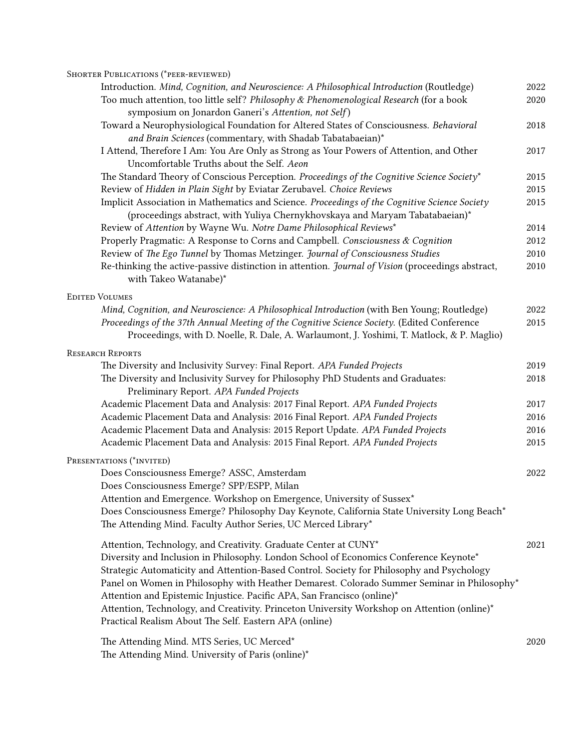## Shorter Publications (*peer-reviewed)

- Introduction. *Mind, Cognition, and Neuroscience: A Philosophical Introduction* (Routledge) — 2022
- Too much attention, too little self? *Philosophy & Phenomenological Research* (for a book symposium on Jonardon Ganeri's *Attention, not Self*) — 2020
- Toward a Neurophysiological Foundation for Altered States of Consciousness. *Behavioral and Brain Sciences* (commentary, with Shadab Tabatabaeian)* — 2018
- I Attend, Therefore I Am: You Are Only as Strong as Your Powers of Attention, and Other Uncomfortable Truths about the Self. *Aeon* — 2017
- The Standard Theory of Conscious Perception. *Proceedings of the Cognitive Science Society** — 2015
- Review of *Hidden in Plain Sight* by Eviatar Zerubavel. *Choice Reviews* — 2015
- Implicit Association in Mathematics and Science. *Proceedings of the Cognitive Science Society* (proceedings abstract, with Yuliya Chernykhovskaya and Maryam Tabatabaeian)* — 2015
- Review of *Attention* by Wayne Wu. *Notre Dame Philosophical Reviews** — 2014
- Properly Pragmatic: A Response to Corns and Campbell. *Consciousness & Cognition* — 2012
- Review of *The Ego Tunnel* by Thomas Metzinger. *Journal of Consciousness Studies* — 2010
- Re-thinking the active-passive distinction in attention. *Journal of Vision* (proceedings abstract, with Takeo Watanabe)* — 2010

## Edited Volumes

- *Mind, Cognition, and Neuroscience: A Philosophical Introduction* (with Ben Young; Routledge) — 2022
- *Proceedings of the 37th Annual Meeting of the Cognitive Science Society.* (Edited Conference Proceedings, with D. Noelle, R. Dale, A. Warlaumont, J. Yoshimi, T. Matlock, & P. Maglio) — 2015

## Research Reports

- The Diversity and Inclusivity Survey: Final Report. *APA Funded Projects* — 2019
- The Diversity and Inclusivity Survey for Philosophy PhD Students and Graduates: Preliminary Report. *APA Funded Projects* — 2018
- Academic Placement Data and Analysis: 2017 Final Report. *APA Funded Projects* — 2017
- Academic Placement Data and Analysis: 2016 Final Report. *APA Funded Projects* — 2016
- Academic Placement Data and Analysis: 2015 Report Update. *APA Funded Projects* — 2016
- Academic Placement Data and Analysis: 2015 Final Report. *APA Funded Projects* — 2015

## Presentations (*invited)

**2022**

- Does Consciousness Emerge? ASSC, Amsterdam
- Does Consciousness Emerge? SPP/ESPP, Milan
- Attention and Emergence. Workshop on Emergence, University of Sussex*
- Does Consciousness Emerge? Philosophy Day Keynote, California State University Long Beach*
- The Attending Mind. Faculty Author Series, UC Merced Library*

**2021**

- Attention, Technology, and Creativity. Graduate Center at CUNY*
- Diversity and Inclusion in Philosophy. London School of Economics Conference Keynote*
- Strategic Automaticity and Attention-Based Control. Society for Philosophy and Psychology
- Panel on Women in Philosophy with Heather Demarest. Colorado Summer Seminar in Philosophy*
- Attention and Epistemic Injustice. Pacific APA, San Francisco (online)*
- Attention, Technology, and Creativity. Princeton University Workshop on Attention (online)*
- Practical Realism About The Self. Eastern APA (online)

**2020**

- The Attending Mind. MTS Series, UC Merced*
- The Attending Mind. University of Paris (online)*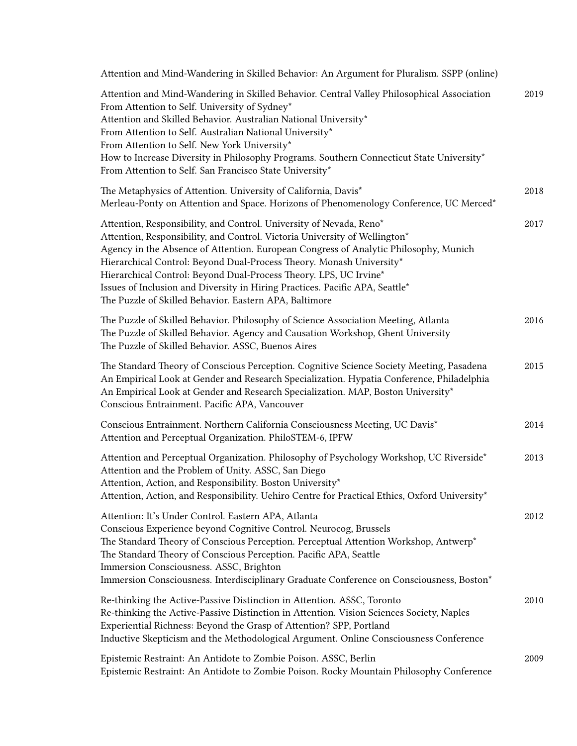Attention and Mind-Wandering in Skilled Behavior: An Argument for Pluralism. SSPP (online)

**2019**

- Attention and Mind-Wandering in Skilled Behavior. Central Valley Philosophical Association
- From Attention to Self. University of Sydney*
- Attention and Skilled Behavior. Australian National University*
- From Attention to Self. Australian National University*
- From Attention to Self. New York University*
- How to Increase Diversity in Philosophy Programs. Southern Connecticut State University*
- From Attention to Self. San Francisco State University*

**2018**

- The Metaphysics of Attention. University of California, Davis*
- Merleau-Ponty on Attention and Space. Horizons of Phenomenology Conference, UC Merced*

**2017**

- Attention, Responsibility, and Control. University of Nevada, Reno*
- Attention, Responsibility, and Control. Victoria University of Wellington*
- Agency in the Absence of Attention. European Congress of Analytic Philosophy, Munich
- Hierarchical Control: Beyond Dual-Process Theory. Monash University*
- Hierarchical Control: Beyond Dual-Process Theory. LPS, UC Irvine*
- Issues of Inclusion and Diversity in Hiring Practices. Pacific APA, Seattle*
- The Puzzle of Skilled Behavior. Eastern APA, Baltimore

**2016**

- The Puzzle of Skilled Behavior. Philosophy of Science Association Meeting, Atlanta
- The Puzzle of Skilled Behavior. Agency and Causation Workshop, Ghent University
- The Puzzle of Skilled Behavior. ASSC, Buenos Aires

**2015**

- The Standard Theory of Conscious Perception. Cognitive Science Society Meeting, Pasadena
- An Empirical Look at Gender and Research Specialization. Hypatia Conference, Philadelphia
- An Empirical Look at Gender and Research Specialization. MAP, Boston University*
- Conscious Entrainment. Pacific APA, Vancouver

**2014**

- Conscious Entrainment. Northern California Consciousness Meeting, UC Davis*
- Attention and Perceptual Organization. PhiloSTEM-6, IPFW

**2013**

- Attention and Perceptual Organization. Philosophy of Psychology Workshop, UC Riverside*
- Attention and the Problem of Unity. ASSC, San Diego
- Attention, Action, and Responsibility. Boston University*
- Attention, Action, and Responsibility. Uehiro Centre for Practical Ethics, Oxford University*

**2012**

- Attention: It's Under Control. Eastern APA, Atlanta
- Conscious Experience beyond Cognitive Control. Neurocog, Brussels
- The Standard Theory of Conscious Perception. Perceptual Attention Workshop, Antwerp*
- The Standard Theory of Conscious Perception. Pacific APA, Seattle
- Immersion Consciousness. ASSC, Brighton
- Immersion Consciousness. Interdisciplinary Graduate Conference on Consciousness, Boston*

**2010**

- Re-thinking the Active-Passive Distinction in Attention. ASSC, Toronto
- Re-thinking the Active-Passive Distinction in Attention. Vision Sciences Society, Naples
- Experiential Richness: Beyond the Grasp of Attention? SPP, Portland
- Inductive Skepticism and the Methodological Argument. Online Consciousness Conference

**2009**

- Epistemic Restraint: An Antidote to Zombie Poison. ASSC, Berlin
- Epistemic Restraint: An Antidote to Zombie Poison. Rocky Mountain Philosophy Conference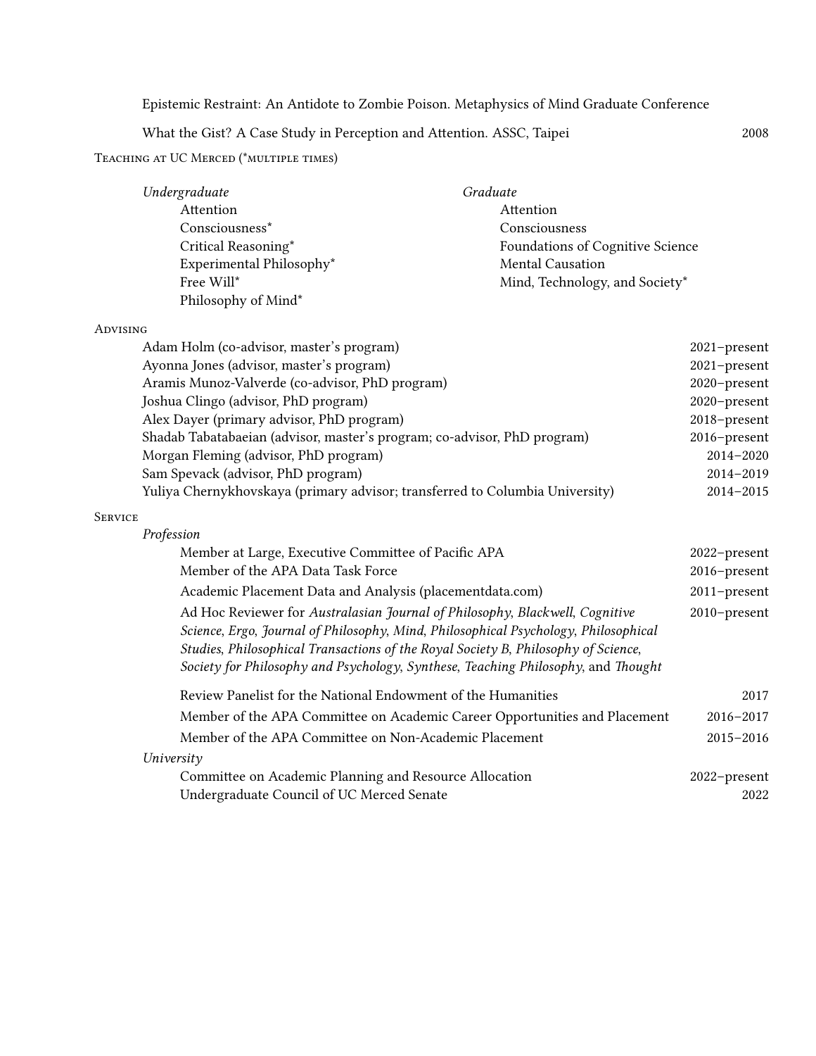Epistemic Restraint: An Antidote to Zombie Poison. Metaphysics of Mind Graduate Conference

What the Gist? A Case Study in Perception and Attention. ASSC, Taipei 2008

## Teaching at UC Merced (*multiple times)

*Undergraduate*

- Attention
- Consciousness*
- Critical Reasoning*
- Experimental Philosophy*
- Free Will*
- Philosophy of Mind*

*Graduate*

- Attention
- Consciousness
- Foundations of Cognitive Science
- Mental Causation
- Mind, Technology, and Society*

## Advising

- Adam Holm (co-advisor, master's program) 2021–present
- Ayonna Jones (advisor, master's program) 2021–present
- Aramis Munoz-Valverde (co-advisor, PhD program) 2020–present
- Joshua Clingo (advisor, PhD program) 2020–present
- Alex Dayer (primary advisor, PhD program) 2018–present
- Shadab Tabatabaeian (advisor, master's program; co-advisor, PhD program) 2016–present
- Morgan Fleming (advisor, PhD program) 2014–2020
- Sam Spevack (advisor, PhD program) 2014–2019
- Yuliya Chernykhovskaya (primary advisor; transferred to Columbia University) 2014–2015

## Service

*Profession*

- Member at Large, Executive Committee of Pacific APA 2022–present
- Member of the APA Data Task Force 2016–present
- Academic Placement Data and Analysis (placementdata.com) 2011–present
- Ad Hoc Reviewer for *Australasian Journal of Philosophy*, *Blackwell*, *Cognitive Science*, *Ergo*, *Journal of Philosophy*, *Mind*, *Philosophical Psychology*, *Philosophical Studies*, *Philosophical Transactions of the Royal Society B*, *Philosophy of Science*, *Society for Philosophy and Psychology*, *Synthese*, *Teaching Philosophy*, and *Thought* 2010–present
- Review Panelist for the National Endowment of the Humanities 2017
- Member of the APA Committee on Academic Career Opportunities and Placement 2016–2017
- Member of the APA Committee on Non-Academic Placement 2015–2016

*University*

- Committee on Academic Planning and Resource Allocation 2022–present
- Undergraduate Council of UC Merced Senate 2022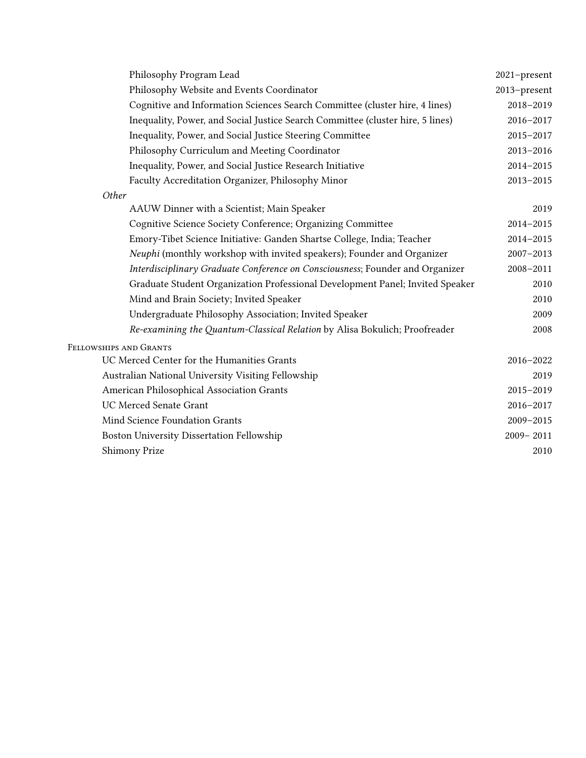| | |
|---|---|
| Philosophy Program Lead | 2021–present |
| Philosophy Website and Events Coordinator | 2013–present |
| Cognitive and Information Sciences Search Committee (cluster hire, 4 lines) | 2018–2019 |
| Inequality, Power, and Social Justice Search Committee (cluster hire, 5 lines) | 2016–2017 |
| Inequality, Power, and Social Justice Steering Committee | 2015–2017 |
| Philosophy Curriculum and Meeting Coordinator | 2013–2016 |
| Inequality, Power, and Social Justice Research Initiative | 2014–2015 |
| Faculty Accreditation Organizer, Philosophy Minor | 2013–2015 |

*Other*

| | |
|---|---|
| AAUW Dinner with a Scientist; Main Speaker | 2019 |
| Cognitive Science Society Conference; Organizing Committee | 2014–2015 |
| Emory-Tibet Science Initiative: Ganden Shartse College, India; Teacher | 2014–2015 |
| *Neuphi* (monthly workshop with invited speakers); Founder and Organizer | 2007–2013 |
| *Interdisciplinary Graduate Conference on Consciousness*; Founder and Organizer | 2008–2011 |
| Graduate Student Organization Professional Development Panel; Invited Speaker | 2010 |
| Mind and Brain Society; Invited Speaker | 2010 |
| Undergraduate Philosophy Association; Invited Speaker | 2009 |
| *Re-examining the Quantum-Classical Relation* by Alisa Bokulich; Proofreader | 2008 |

## Fellowships and Grants

| | |
|---|---|
| UC Merced Center for the Humanities Grants | 2016–2022 |
| Australian National University Visiting Fellowship | 2019 |
| American Philosophical Association Grants | 2015–2019 |
| UC Merced Senate Grant | 2016–2017 |
| Mind Science Foundation Grants | 2009–2015 |
| Boston University Dissertation Fellowship | 2009– 2011 |
| Shimony Prize | 2010 |